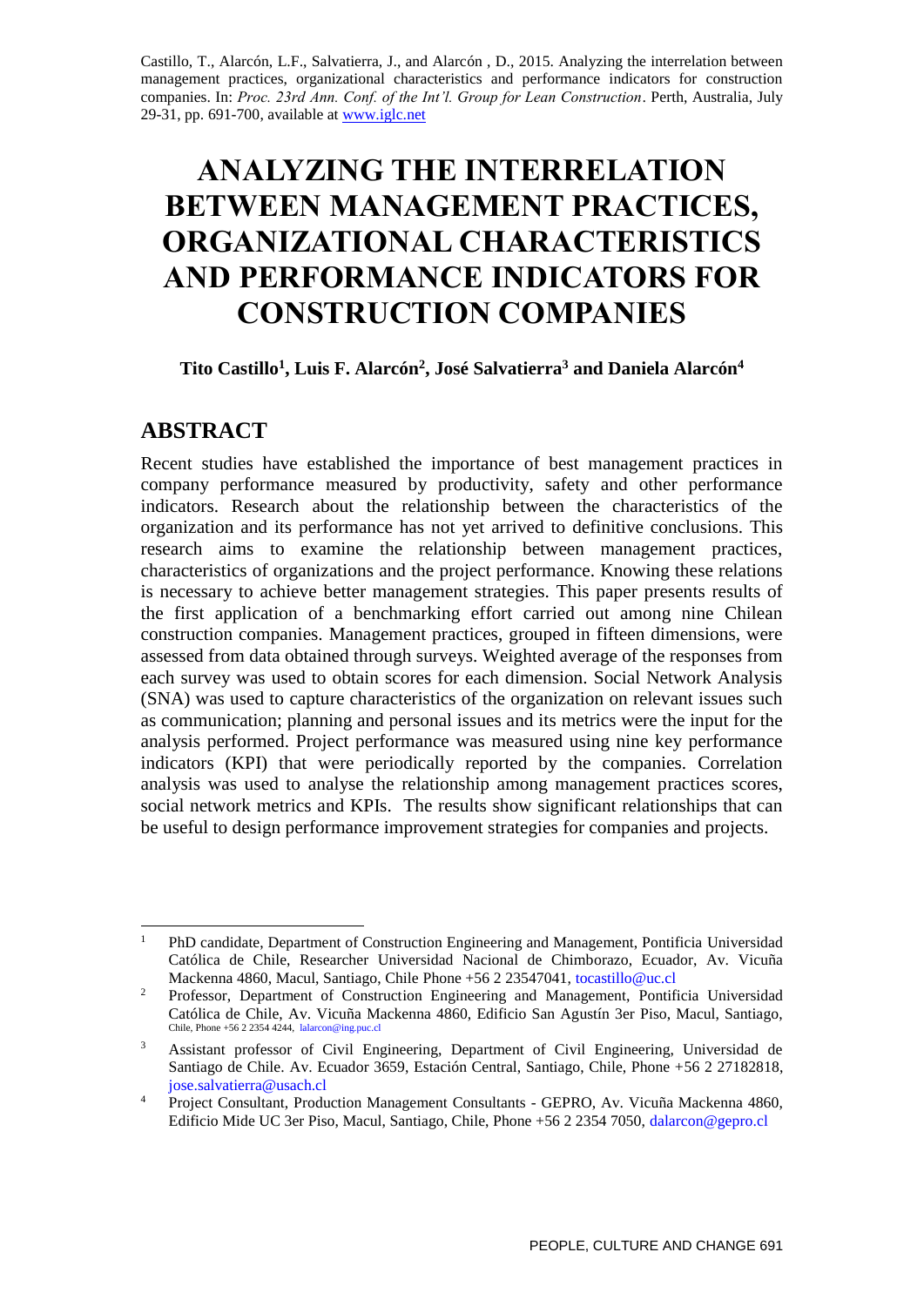Castillo, T., Alarcón, L.F., Salvatierra, J., and Alarcón , D., 2015. Analyzing the interrelation between management practices, organizational characteristics and performance indicators for construction companies. In: *Proc. 23rd Ann. Conf. of the Int'l. Group for Lean Construction*. Perth, Australia, July 29-31, pp. 691-700, available at www.iglc.net

# ANALYZING THE INTERRELATION BETWEEN MANAGEMENT PRACTICES, ORGANIZATIONAL CHARACTERISTICS AND PERFORMANCE INDICATORS FOR CONSTRUCTION COMPANIES

**Tito Castillo[1], Luis F. Alarcón[2], José Salvatierra[3] and Daniela Alarcón[4]**

## ABSTRACT

Recent studies have established the importance of best management practices in company performance measured by productivity, safety and other performance indicators. Research about the relationship between the characteristics of the organization and its performance has not yet arrived to definitive conclusions. This research aims to examine the relationship between management practices, characteristics of organizations and the project performance. Knowing these relations is necessary to achieve better management strategies. This paper presents results of the first application of a benchmarking effort carried out among nine Chilean construction companies. Management practices, grouped in fifteen dimensions, were assessed from data obtained through surveys. Weighted average of the responses from each survey was used to obtain scores for each dimension. Social Network Analysis (SNA) was used to capture characteristics of the organization on relevant issues such as communication; planning and personal issues and its metrics were the input for the analysis performed. Project performance was measured using nine key performance indicators (KPI) that were periodically reported by the companies. Correlation analysis was used to analyse the relationship among management practices scores, social network metrics and KPIs. The results show significant relationships that can be useful to design performance improvement strategies for companies and projects.

---

[1] PhD candidate, Department of Construction Engineering and Management, Pontificia Universidad Católica de Chile, Researcher Universidad Nacional de Chimborazo, Ecuador, Av. Vicuña Mackenna 4860, Macul, Santiago, Chile Phone +56 2 23547041, tocastillo@uc.cl

[2] Professor, Department of Construction Engineering and Management, Pontificia Universidad Católica de Chile, Av. Vicuña Mackenna 4860, Edificio San Agustín 3er Piso, Macul, Santiago, Chile, Phone +56 2 2354 4244, lalarcon@ing.puc.cl

[3] Assistant professor of Civil Engineering, Department of Civil Engineering, Universidad de Santiago de Chile. Av. Ecuador 3659, Estación Central, Santiago, Chile, Phone +56 2 27182818, jose.salvatierra@usach.cl

[4] Project Consultant, Production Management Consultants - GEPRO, Av. Vicuña Mackenna 4860, Edificio Mide UC 3er Piso, Macul, Santiago, Chile, Phone +56 2 2354 7050, dalarcon@gepro.cl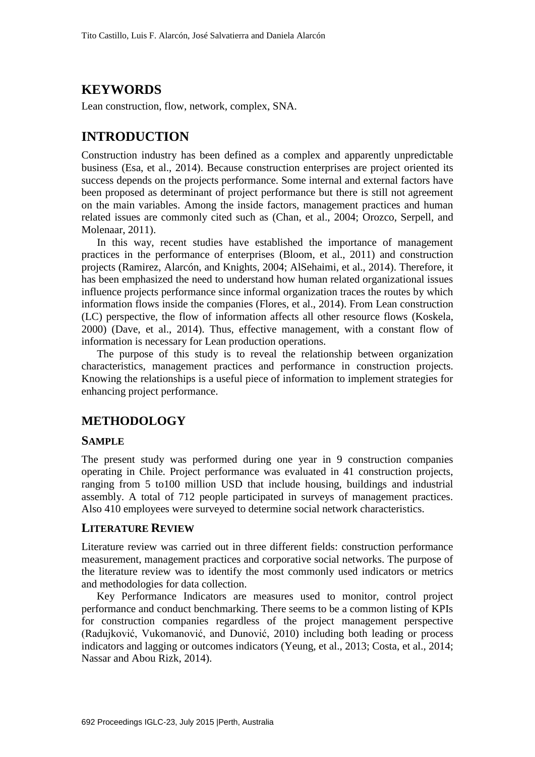## KEYWORDS

Lean construction, flow, network, complex, SNA.

## INTRODUCTION

Construction industry has been defined as a complex and apparently unpredictable business (Esa, et al., 2014). Because construction enterprises are project oriented its success depends on the projects performance. Some internal and external factors have been proposed as determinant of project performance but there is still not agreement on the main variables. Among the inside factors, management practices and human related issues are commonly cited such as (Chan, et al., 2004; Orozco, Serpell, and Molenaar, 2011).

In this way, recent studies have established the importance of management practices in the performance of enterprises (Bloom, et al., 2011) and construction projects (Ramirez, Alarcón, and Knights, 2004; AlSehaimi, et al., 2014). Therefore, it has been emphasized the need to understand how human related organizational issues influence projects performance since informal organization traces the routes by which information flows inside the companies (Flores, et al., 2014). From Lean construction (LC) perspective, the flow of information affects all other resource flows (Koskela, 2000) (Dave, et al., 2014). Thus, effective management, with a constant flow of information is necessary for Lean production operations.

The purpose of this study is to reveal the relationship between organization characteristics, management practices and performance in construction projects. Knowing the relationships is a useful piece of information to implement strategies for enhancing project performance.

## METHODOLOGY

### SAMPLE

The present study was performed during one year in 9 construction companies operating in Chile. Project performance was evaluated in 41 construction projects, ranging from 5 to100 million USD that include housing, buildings and industrial assembly. A total of 712 people participated in surveys of management practices. Also 410 employees were surveyed to determine social network characteristics.

### LITERATURE REVIEW

Literature review was carried out in three different fields: construction performance measurement, management practices and corporative social networks. The purpose of the literature review was to identify the most commonly used indicators or metrics and methodologies for data collection.

Key Performance Indicators are measures used to monitor, control project performance and conduct benchmarking. There seems to be a common listing of KPIs for construction companies regardless of the project management perspective (Radujković, Vukomanović, and Dunović, 2010) including both leading or process indicators and lagging or outcomes indicators (Yeung, et al., 2013; Costa, et al., 2014; Nassar and Abou Rizk, 2014).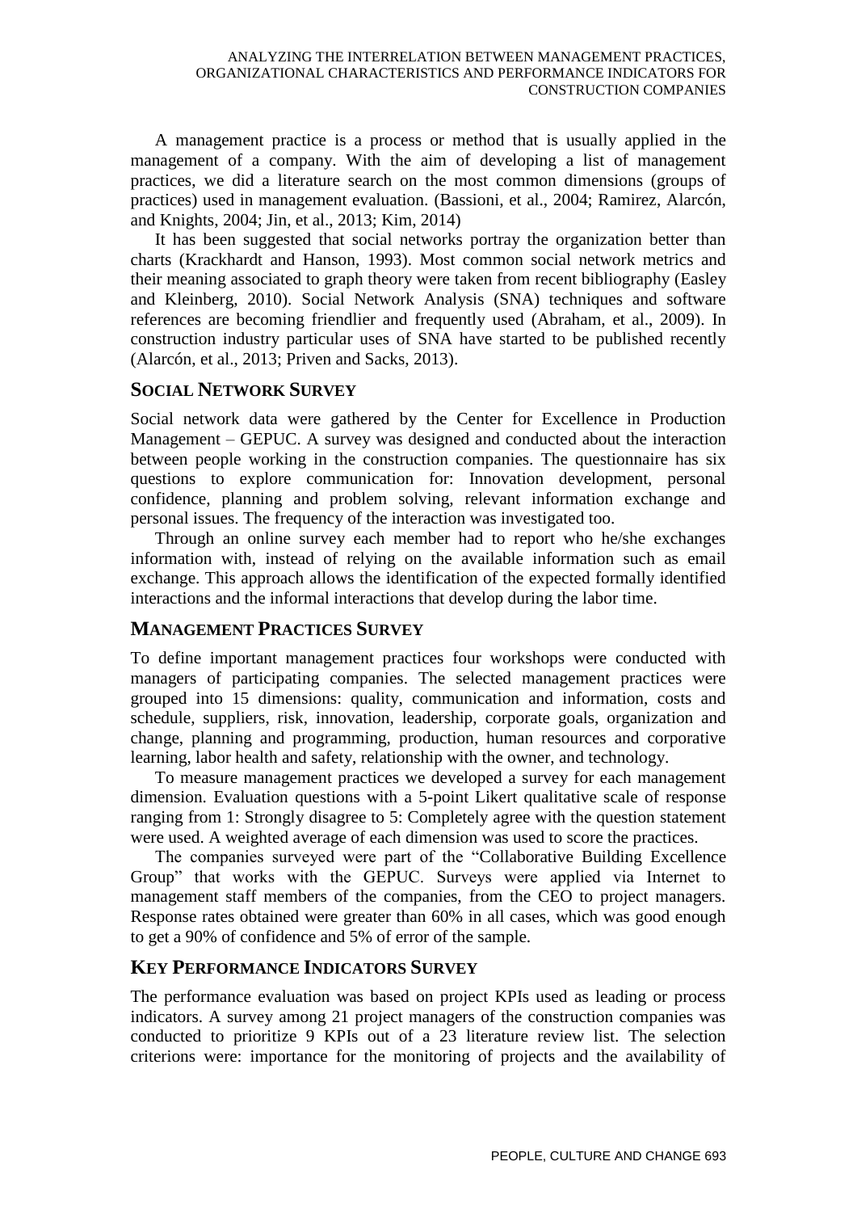A management practice is a process or method that is usually applied in the management of a company. With the aim of developing a list of management practices, we did a literature search on the most common dimensions (groups of practices) used in management evaluation. (Bassioni, et al., 2004; Ramirez, Alarcón, and Knights, 2004; Jin, et al., 2013; Kim, 2014)

It has been suggested that social networks portray the organization better than charts (Krackhardt and Hanson, 1993). Most common social network metrics and their meaning associated to graph theory were taken from recent bibliography (Easley and Kleinberg, 2010). Social Network Analysis (SNA) techniques and software references are becoming friendlier and frequently used (Abraham, et al., 2009). In construction industry particular uses of SNA have started to be published recently (Alarcón, et al., 2013; Priven and Sacks, 2013).

## SOCIAL NETWORK SURVEY

Social network data were gathered by the Center for Excellence in Production Management – GEPUC. A survey was designed and conducted about the interaction between people working in the construction companies. The questionnaire has six questions to explore communication for: Innovation development, personal confidence, planning and problem solving, relevant information exchange and personal issues. The frequency of the interaction was investigated too.

Through an online survey each member had to report who he/she exchanges information with, instead of relying on the available information such as email exchange. This approach allows the identification of the expected formally identified interactions and the informal interactions that develop during the labor time.

## MANAGEMENT PRACTICES SURVEY

To define important management practices four workshops were conducted with managers of participating companies. The selected management practices were grouped into 15 dimensions: quality, communication and information, costs and schedule, suppliers, risk, innovation, leadership, corporate goals, organization and change, planning and programming, production, human resources and corporative learning, labor health and safety, relationship with the owner, and technology.

To measure management practices we developed a survey for each management dimension. Evaluation questions with a 5-point Likert qualitative scale of response ranging from 1: Strongly disagree to 5: Completely agree with the question statement were used. A weighted average of each dimension was used to score the practices.

The companies surveyed were part of the "Collaborative Building Excellence Group" that works with the GEPUC. Surveys were applied via Internet to management staff members of the companies, from the CEO to project managers. Response rates obtained were greater than 60% in all cases, which was good enough to get a 90% of confidence and 5% of error of the sample.

## KEY PERFORMANCE INDICATORS SURVEY

The performance evaluation was based on project KPIs used as leading or process indicators. A survey among 21 project managers of the construction companies was conducted to prioritize 9 KPIs out of a 23 literature review list. The selection criterions were: importance for the monitoring of projects and the availability of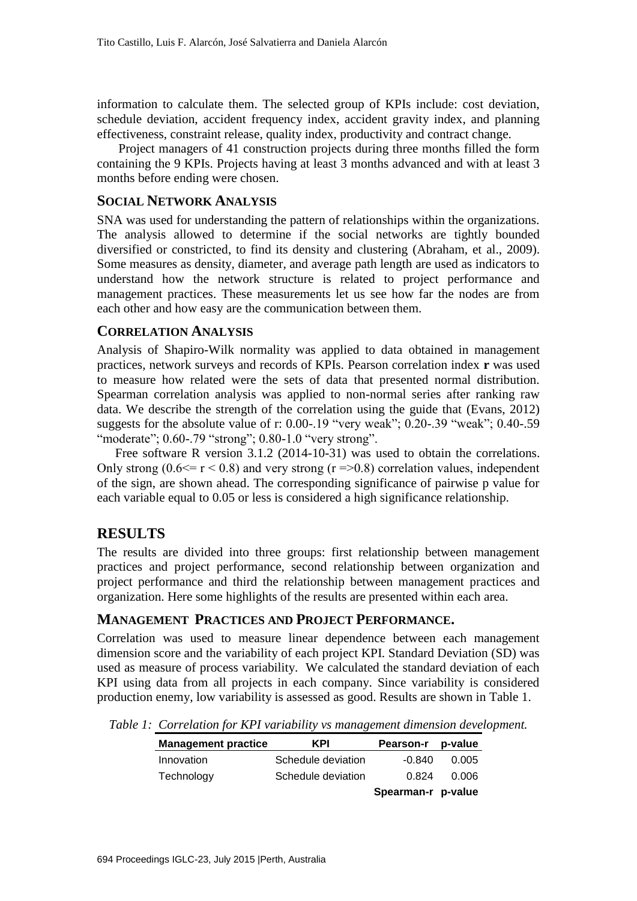information to calculate them. The selected group of KPIs include: cost deviation, schedule deviation, accident frequency index, accident gravity index, and planning effectiveness, constraint release, quality index, productivity and contract change.

Project managers of 41 construction projects during three months filled the form containing the 9 KPIs. Projects having at least 3 months advanced and with at least 3 months before ending were chosen.

### SOCIAL NETWORK ANALYSIS

SNA was used for understanding the pattern of relationships within the organizations. The analysis allowed to determine if the social networks are tightly bounded diversified or constricted, to find its density and clustering (Abraham, et al., 2009). Some measures as density, diameter, and average path length are used as indicators to understand how the network structure is related to project performance and management practices. These measurements let us see how far the nodes are from each other and how easy are the communication between them.

### CORRELATION ANALYSIS

Analysis of Shapiro-Wilk normality was applied to data obtained in management practices, network surveys and records of KPIs. Pearson correlation index **r** was used to measure how related were the sets of data that presented normal distribution. Spearman correlation analysis was applied to non-normal series after ranking raw data. We describe the strength of the correlation using the guide that (Evans, 2012) suggests for the absolute value of r: 0.00-.19 "very weak"; 0.20-.39 "weak"; 0.40-.59 "moderate"; 0.60-.79 "strong"; 0.80-1.0 "very strong".

Free software R version 3.1.2 (2014-10-31) was used to obtain the correlations. Only strong ($0.6 <= r < 0.8$) and very strong ($r => 0.8$) correlation values, independent of the sign, are shown ahead. The corresponding significance of pairwise p value for each variable equal to 0.05 or less is considered a high significance relationship.

## RESULTS

The results are divided into three groups: first relationship between management practices and project performance, second relationship between organization and project performance and third the relationship between management practices and organization. Here some highlights of the results are presented within each area.

### MANAGEMENT PRACTICES AND PROJECT PERFORMANCE.

Correlation was used to measure linear dependence between each management dimension score and the variability of each project KPI. Standard Deviation (SD) was used as measure of process variability. We calculated the standard deviation of each KPI using data from all projects in each company. Since variability is considered production enemy, low variability is assessed as good. Results are shown in Table 1.

*Table 1: Correlation for KPI variability vs management dimension development.*

| Management practice | KPI | Pearson-r | p-value |
|---|---|---|---|
| Innovation | Schedule deviation | -0.840 | 0.005 |
| Technology | Schedule deviation | 0.824 | 0.006 |
| | | **Spearman-r** | **p-value** |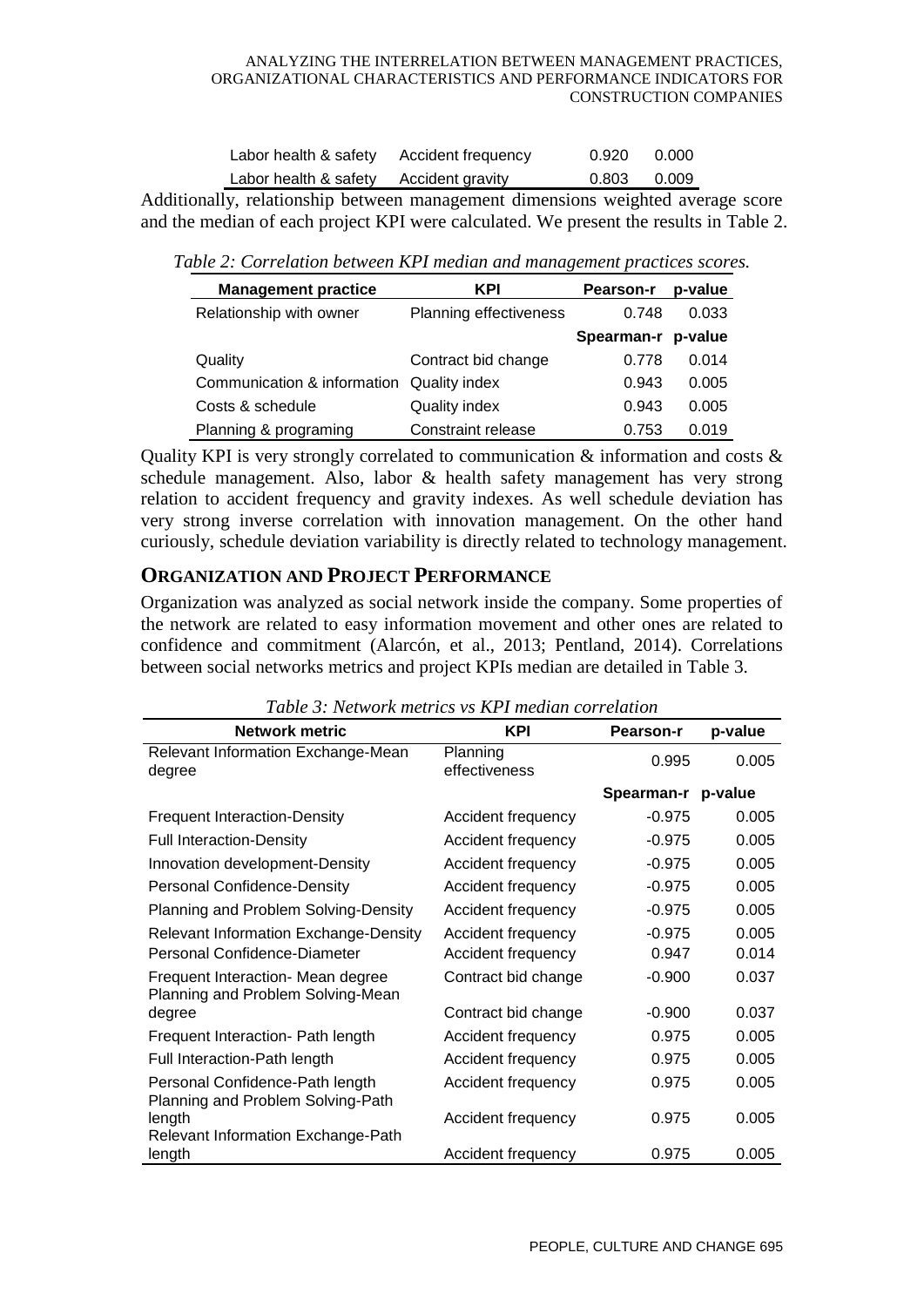| | | | |
|---|---|---|---|
| Labor health & safety | Accident frequency | 0.920 | 0.000 |
| Labor health & safety | Accident gravity | 0.803 | 0.009 |

Additionally, relationship between management dimensions weighted average score and the median of each project KPI were calculated. We present the results in Table 2.

*Table 2: Correlation between KPI median and management practices scores.*

| Management practice | KPI | Pearson-r | p-value |
|---|---|---|---|
| Relationship with owner | Planning effectiveness | 0.748 | 0.033 |
| | | **Spearman-r** | **p-value** |
| Quality | Contract bid change | 0.778 | 0.014 |
| Communication & information | Quality index | 0.943 | 0.005 |
| Costs & schedule | Quality index | 0.943 | 0.005 |
| Planning & programing | Constraint release | 0.753 | 0.019 |

Quality KPI is very strongly correlated to communication & information and costs & schedule management. Also, labor & health safety management has very strong relation to accident frequency and gravity indexes. As well schedule deviation has very strong inverse correlation with innovation management. On the other hand curiously, schedule deviation variability is directly related to technology management.

## ORGANIZATION AND PROJECT PERFORMANCE

Organization was analyzed as social network inside the company. Some properties of the network are related to easy information movement and other ones are related to confidence and commitment (Alarcón, et al., 2013; Pentland, 2014). Correlations between social networks metrics and project KPIs median are detailed in Table 3.

*Table 3: Network metrics vs KPI median correlation*

| Network metric | KPI | Pearson-r | p-value |
|---|---|---|---|
| Relevant Information Exchange-Mean degree | Planning effectiveness | 0.995 | 0.005 |
| | | **Spearman-r** | **p-value** |
| Frequent Interaction-Density | Accident frequency | -0.975 | 0.005 |
| Full Interaction-Density | Accident frequency | -0.975 | 0.005 |
| Innovation development-Density | Accident frequency | -0.975 | 0.005 |
| Personal Confidence-Density | Accident frequency | -0.975 | 0.005 |
| Planning and Problem Solving-Density | Accident frequency | -0.975 | 0.005 |
| Relevant Information Exchange-Density | Accident frequency | -0.975 | 0.005 |
| Personal Confidence-Diameter | Accident frequency | 0.947 | 0.014 |
| Frequent Interaction- Mean degree | Contract bid change | -0.900 | 0.037 |
| Planning and Problem Solving-Mean degree | Contract bid change | -0.900 | 0.037 |
| Frequent Interaction- Path length | Accident frequency | 0.975 | 0.005 |
| Full Interaction-Path length | Accident frequency | 0.975 | 0.005 |
| Personal Confidence-Path length | Accident frequency | 0.975 | 0.005 |
| Planning and Problem Solving-Path length | Accident frequency | 0.975 | 0.005 |
| Relevant Information Exchange-Path length | Accident frequency | 0.975 | 0.005 |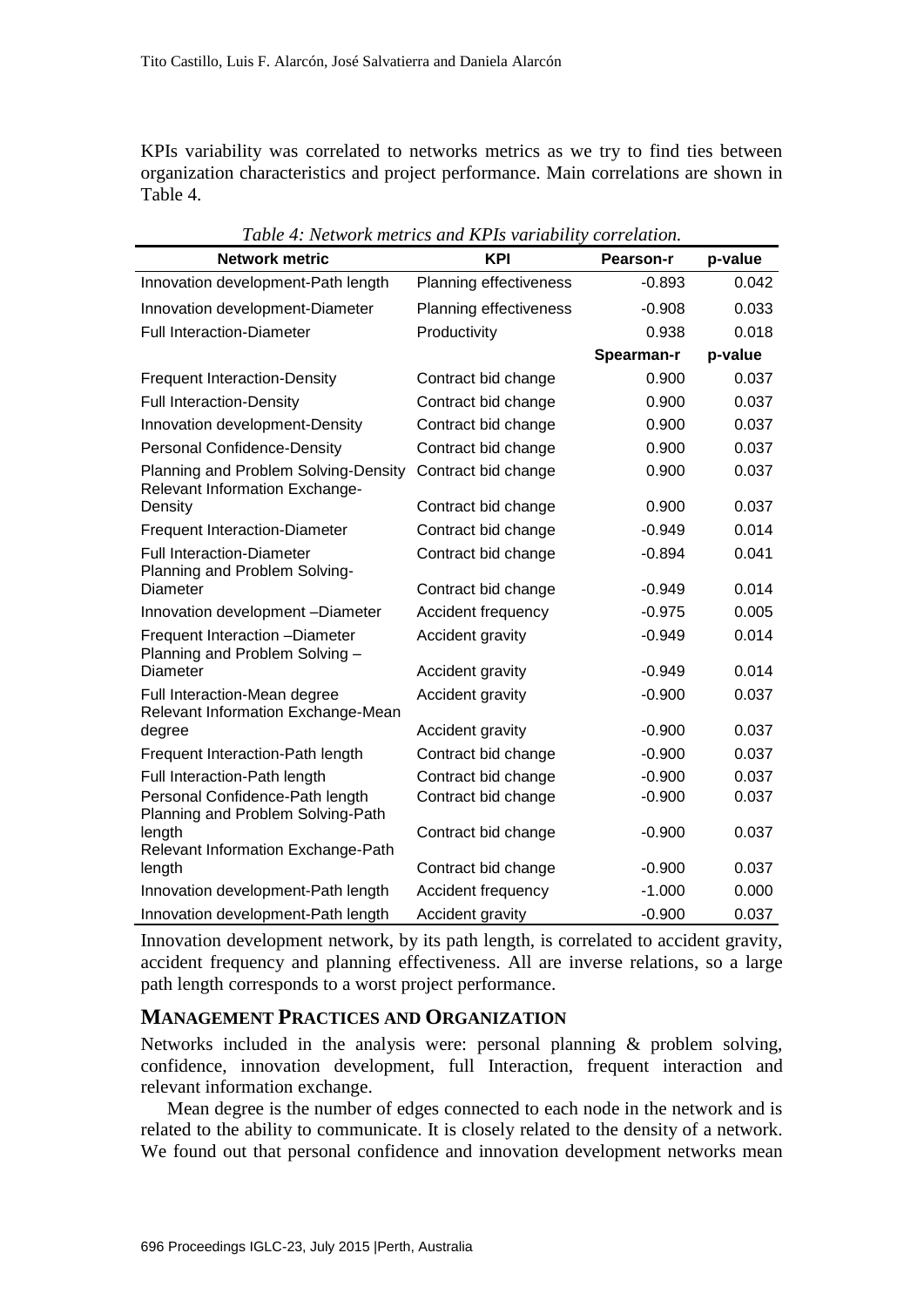KPIs variability was correlated to networks metrics as we try to find ties between organization characteristics and project performance. Main correlations are shown in Table 4.

*Table 4: Network metrics and KPIs variability correlation.*

| Network metric | KPI | Pearson-r | p-value |
|---|---|---|---|
| Innovation development-Path length | Planning effectiveness | -0.893 | 0.042 |
| Innovation development-Diameter | Planning effectiveness | -0.908 | 0.033 |
| Full Interaction-Diameter | Productivity | 0.938 | 0.018 |
| | | **Spearman-r** | **p-value** |
| Frequent Interaction-Density | Contract bid change | 0.900 | 0.037 |
| Full Interaction-Density | Contract bid change | 0.900 | 0.037 |
| Innovation development-Density | Contract bid change | 0.900 | 0.037 |
| Personal Confidence-Density | Contract bid change | 0.900 | 0.037 |
| Planning and Problem Solving-Density | Contract bid change | 0.900 | 0.037 |
| Relevant Information Exchange-Density | Contract bid change | 0.900 | 0.037 |
| Frequent Interaction-Diameter | Contract bid change | -0.949 | 0.014 |
| Full Interaction-Diameter | Contract bid change | -0.894 | 0.041 |
| Planning and Problem Solving-Diameter | Contract bid change | -0.949 | 0.014 |
| Innovation development –Diameter | Accident frequency | -0.975 | 0.005 |
| Frequent Interaction –Diameter | Accident gravity | -0.949 | 0.014 |
| Planning and Problem Solving – Diameter | Accident gravity | -0.949 | 0.014 |
| Full Interaction-Mean degree | Accident gravity | -0.900 | 0.037 |
| Relevant Information Exchange-Mean degree | Accident gravity | -0.900 | 0.037 |
| Frequent Interaction-Path length | Contract bid change | -0.900 | 0.037 |
| Full Interaction-Path length | Contract bid change | -0.900 | 0.037 |
| Personal Confidence-Path length | Contract bid change | -0.900 | 0.037 |
| Planning and Problem Solving-Path length | Contract bid change | -0.900 | 0.037 |
| Relevant Information Exchange-Path length | Contract bid change | -0.900 | 0.037 |
| Innovation development-Path length | Accident frequency | -1.000 | 0.000 |
| Innovation development-Path length | Accident gravity | -0.900 | 0.037 |

Innovation development network, by its path length, is correlated to accident gravity, accident frequency and planning effectiveness. All are inverse relations, so a large path length corresponds to a worst project performance.

## MANAGEMENT PRACTICES AND ORGANIZATION

Networks included in the analysis were: personal planning & problem solving, confidence, innovation development, full Interaction, frequent interaction and relevant information exchange.

Mean degree is the number of edges connected to each node in the network and is related to the ability to communicate. It is closely related to the density of a network. We found out that personal confidence and innovation development networks mean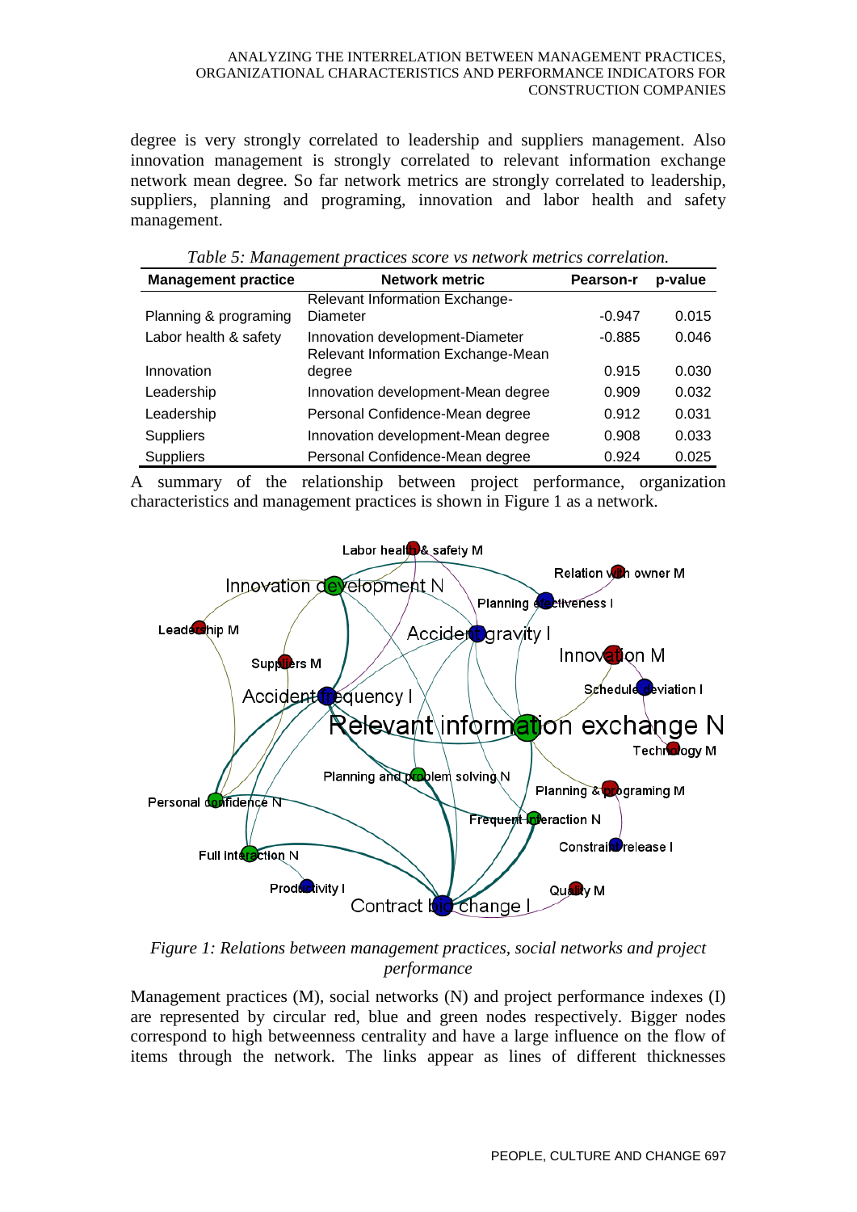degree is very strongly correlated to leadership and suppliers management. Also innovation management is strongly correlated to relevant information exchange network mean degree. So far network metrics are strongly correlated to leadership, suppliers, planning and programing, innovation and labor health and safety management.

*Table 5: Management practices score vs network metrics correlation.*

| Management practice | Network metric | Pearson-r | p-value |
|---|---|---|---|
| Planning & programing | Relevant Information Exchange-Diameter | -0.947 | 0.015 |
| Labor health & safety | Innovation development-Diameter | -0.885 | 0.046 |
| Innovation | Relevant Information Exchange-Mean degree | 0.915 | 0.030 |
| Leadership | Innovation development-Mean degree | 0.909 | 0.032 |
| Leadership | Personal Confidence-Mean degree | 0.912 | 0.031 |
| Suppliers | Innovation development-Mean degree | 0.908 | 0.033 |
| Suppliers | Personal Confidence-Mean degree | 0.924 | 0.025 |

A summary of the relationship between project performance, organization characteristics and management practices is shown in Figure 1 as a network.

*Figure 1: Relations between management practices, social networks and project performance*

Management practices (M), social networks (N) and project performance indexes (I) are represented by circular red, blue and green nodes respectively. Bigger nodes correspond to high betweenness centrality and have a large influence on the flow of items through the network. The links appear as lines of different thicknesses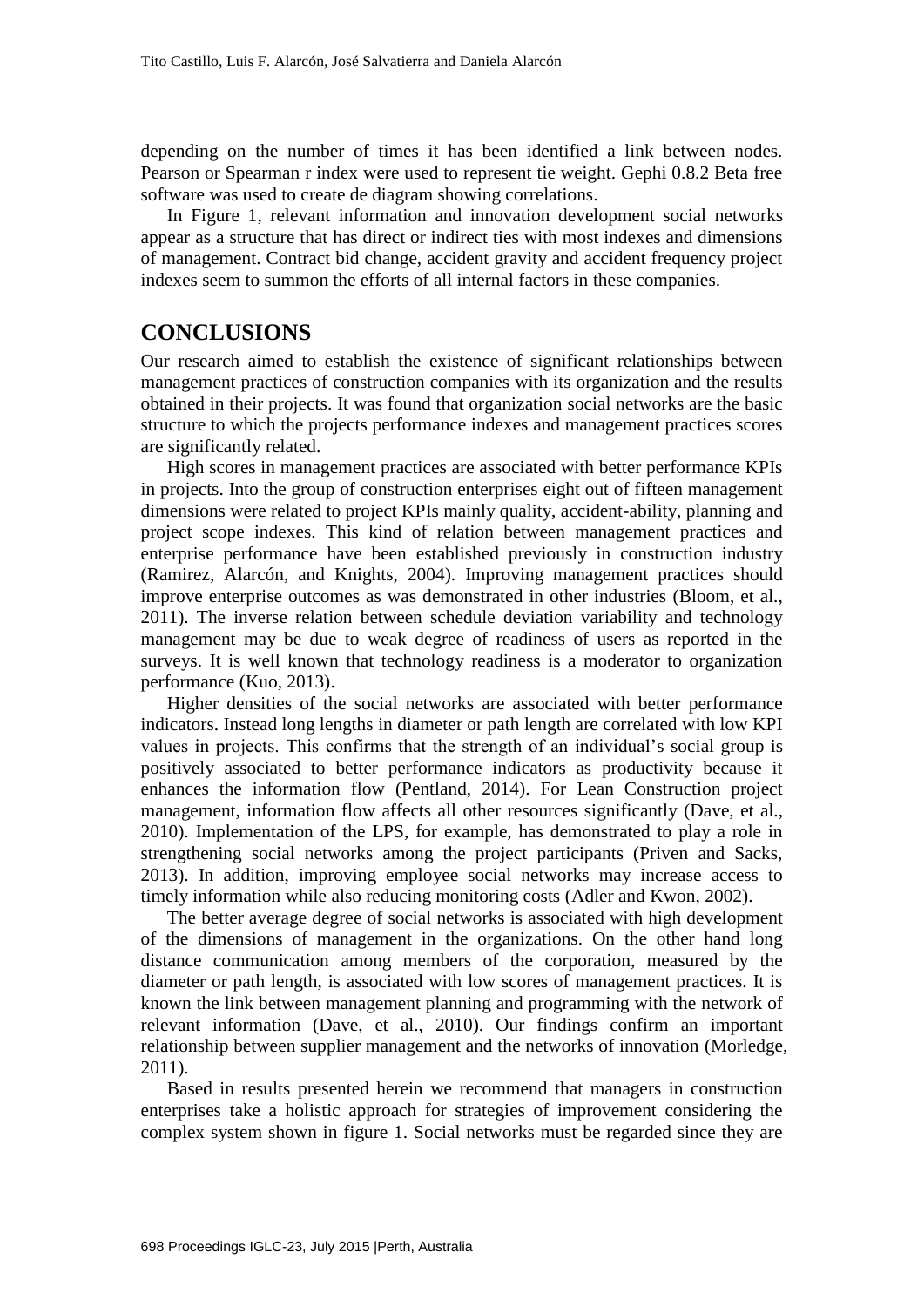depending on the number of times it has been identified a link between nodes. Pearson or Spearman r index were used to represent tie weight. Gephi 0.8.2 Beta free software was used to create de diagram showing correlations.

In Figure 1, relevant information and innovation development social networks appear as a structure that has direct or indirect ties with most indexes and dimensions of management. Contract bid change, accident gravity and accident frequency project indexes seem to summon the efforts of all internal factors in these companies.

## CONCLUSIONS

Our research aimed to establish the existence of significant relationships between management practices of construction companies with its organization and the results obtained in their projects. It was found that organization social networks are the basic structure to which the projects performance indexes and management practices scores are significantly related.

High scores in management practices are associated with better performance KPIs in projects. Into the group of construction enterprises eight out of fifteen management dimensions were related to project KPIs mainly quality, accident-ability, planning and project scope indexes. This kind of relation between management practices and enterprise performance have been established previously in construction industry (Ramirez, Alarcón, and Knights, 2004). Improving management practices should improve enterprise outcomes as was demonstrated in other industries (Bloom, et al., 2011). The inverse relation between schedule deviation variability and technology management may be due to weak degree of readiness of users as reported in the surveys. It is well known that technology readiness is a moderator to organization performance (Kuo, 2013).

Higher densities of the social networks are associated with better performance indicators. Instead long lengths in diameter or path length are correlated with low KPI values in projects. This confirms that the strength of an individual's social group is positively associated to better performance indicators as productivity because it enhances the information flow (Pentland, 2014). For Lean Construction project management, information flow affects all other resources significantly (Dave, et al., 2010). Implementation of the LPS, for example, has demonstrated to play a role in strengthening social networks among the project participants (Priven and Sacks, 2013). In addition, improving employee social networks may increase access to timely information while also reducing monitoring costs (Adler and Kwon, 2002).

The better average degree of social networks is associated with high development of the dimensions of management in the organizations. On the other hand long distance communication among members of the corporation, measured by the diameter or path length, is associated with low scores of management practices. It is known the link between management planning and programming with the network of relevant information (Dave, et al., 2010). Our findings confirm an important relationship between supplier management and the networks of innovation (Morledge, 2011).

Based in results presented herein we recommend that managers in construction enterprises take a holistic approach for strategies of improvement considering the complex system shown in figure 1. Social networks must be regarded since they are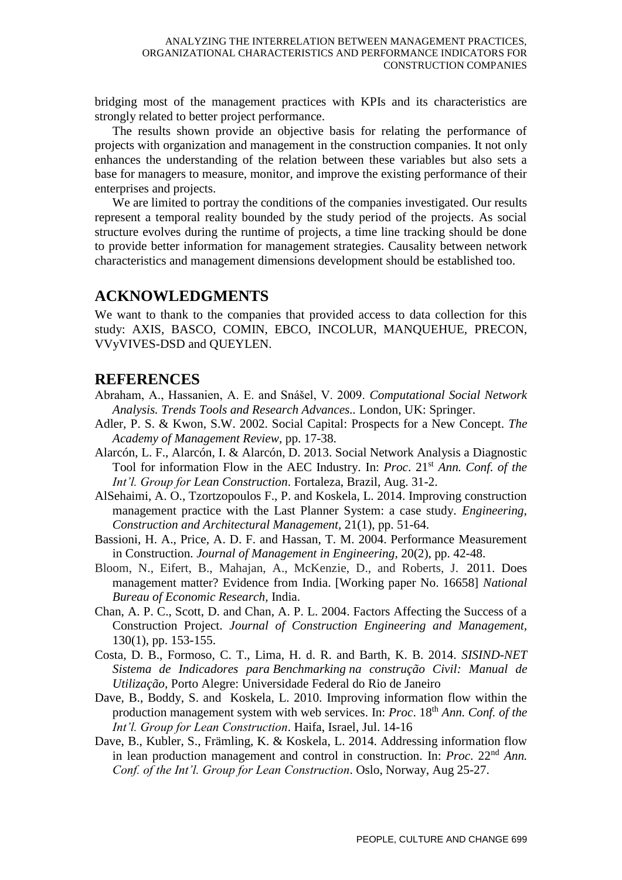bridging most of the management practices with KPIs and its characteristics are strongly related to better project performance.

The results shown provide an objective basis for relating the performance of projects with organization and management in the construction companies. It not only enhances the understanding of the relation between these variables but also sets a base for managers to measure, monitor, and improve the existing performance of their enterprises and projects.

We are limited to portray the conditions of the companies investigated. Our results represent a temporal reality bounded by the study period of the projects. As social structure evolves during the runtime of projects, a time line tracking should be done to provide better information for management strategies. Causality between network characteristics and management dimensions development should be established too.

## ACKNOWLEDGMENTS

We want to thank to the companies that provided access to data collection for this study: AXIS, BASCO, COMIN, EBCO, INCOLUR, MANQUEHUE, PRECON, VVyVIVES-DSD and QUEYLEN.

## REFERENCES

Abraham, A., Hassanien, A. E. and Snášel, V. 2009. *Computational Social Network Analysis. Trends Tools and Research Advances.*. London, UK: Springer.

Adler, P. S. & Kwon, S.W. 2002. Social Capital: Prospects for a New Concept. *The Academy of Management Review*, pp. 17-38.

Alarcón, L. F., Alarcón, I. & Alarcón, D. 2013. Social Network Analysis a Diagnostic Tool for information Flow in the AEC Industry. In: *Proc*. 21st *Ann. Conf. of the Int'l. Group for Lean Construction*. Fortaleza, Brazil, Aug. 31-2.

AlSehaimi, A. O., Tzortzopoulos F., P. and Koskela, L. 2014. Improving construction management practice with the Last Planner System: a case study. *Engineering, Construction and Architectural Management,* 21(1), pp. 51-64.

Bassioni, H. A., Price, A. D. F. and Hassan, T. M. 2004. Performance Measurement in Construction. *Journal of Management in Engineering*, 20(2), pp. 42-48.

Bloom, N., Eifert, B., Mahajan, A., McKenzie, D., and Roberts, J. 2011. Does management matter? Evidence from India. [Working paper No. 16658] *National Bureau of Economic Research,* India.

Chan, A. P. C., Scott, D. and Chan, A. P. L. 2004. Factors Affecting the Success of a Construction Project. *Journal of Construction Engineering and Management*, 130(1), pp. 153-155.

Costa, D. B., Formoso, C. T., Lima, H. d. R. and Barth, K. B. 2014. *SISIND-NET Sistema de Indicadores para Benchmarking na construção Civil: Manual de Utilização,* Porto Alegre: Universidade Federal do Rio de Janeiro

Dave, B., Boddy, S. and Koskela, L. 2010. Improving information flow within the production management system with web services. In: *Proc*. 18th *Ann. Conf. of the Int'l. Group for Lean Construction*. Haifa, Israel, Jul. 14-16

Dave, B., Kubler, S., Främling, K. & Koskela, L. 2014. Addressing information flow in lean production management and control in construction. In: *Proc.* 22nd *Ann. Conf. of the Int'l. Group for Lean Construction*. Oslo, Norway, Aug 25-27.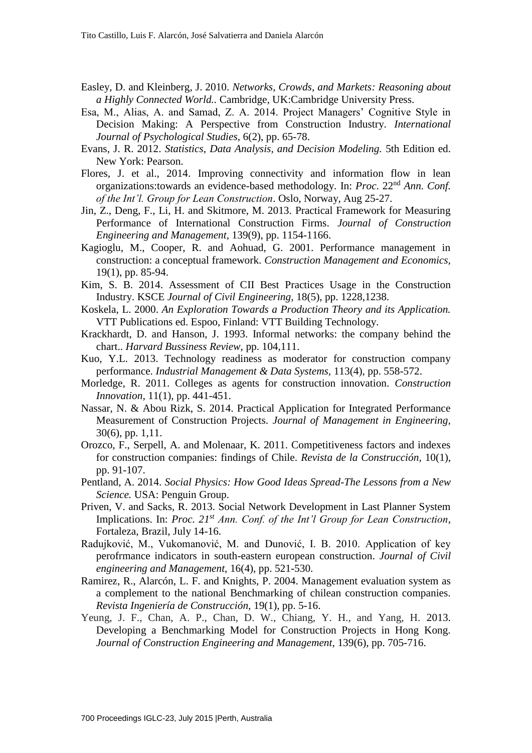Easley, D. and Kleinberg, J. 2010. *Networks, Crowds, and Markets: Reasoning about a Highly Connected World.*. Cambridge, UK:Cambridge University Press.

Esa, M., Alias, A. and Samad, Z. A. 2014. Project Managers' Cognitive Style in Decision Making: A Perspective from Construction Industry. *International Journal of Psychological Studies*, 6(2), pp. 65-78.

Evans, J. R. 2012. *Statistics, Data Analysis, and Decision Modeling.* 5th Edition ed. New York: Pearson.

Flores, J. et al., 2014. Improving connectivity and information flow in lean organizations:towards an evidence-based methodology. In: *Proc.* 22nd *Ann. Conf. of the Int'l. Group for Lean Construction*. Oslo, Norway, Aug 25-27.

Jin, Z., Deng, F., Li, H. and Skitmore, M. 2013. Practical Framework for Measuring Performance of International Construction Firms. *Journal of Construction Engineering and Management*, 139(9), pp. 1154-1166.

Kagioglu, M., Cooper, R. and Aohuad, G. 2001. Performance management in construction: a conceptual framework. *Construction Management and Economics,* 19(1), pp. 85-94.

Kim, S. B. 2014. Assessment of CII Best Practices Usage in the Construction Industry. KSCE *Journal of Civil Engineering,* 18(5), pp. 1228,1238.

Koskela, L. 2000. *An Exploration Towards a Production Theory and its Application.* VTT Publications ed. Espoo, Finland: VTT Building Technology.

Krackhardt, D. and Hanson, J. 1993. Informal networks: the company behind the chart.. *Harvard Bussiness Review*, pp. 104,111.

Kuo, Y.L. 2013. Technology readiness as moderator for construction company performance. *Industrial Management & Data Systems,* 113(4), pp. 558-572.

Morledge, R. 2011. Colleges as agents for construction innovation. *Construction Innovation,* 11(1), pp. 441-451.

Nassar, N. & Abou Rizk, S. 2014. Practical Application for Integrated Performance Measurement of Construction Projects. *Journal of Management in Engineering,* 30(6), pp. 1,11.

Orozco, F., Serpell, A. and Molenaar, K. 2011. Competitiveness factors and indexes for construction companies: findings of Chile. *Revista de la Construcción,* 10(1), pp. 91-107.

Pentland, A. 2014. *Social Physics: How Good Ideas Spread-The Lessons from a New Science.* USA: Penguin Group.

Priven, V. and Sacks, R. 2013. Social Network Development in Last Planner System Implications. In: *Proc. 21st Ann. Conf. of the Int'l Group for Lean Construction*, Fortaleza, Brazil, July 14-16.

Radujković, M., Vukomanović, M. and Dunović, I. B. 2010. Application of key perofrmance indicators in south-eastern european construction. *Journal of Civil engineering and Management,* 16(4), pp. 521-530.

Ramirez, R., Alarcón, L. F. and Knights, P. 2004. Management evaluation system as a complement to the national Benchmarking of chilean construction companies. *Revista Ingeniería de Construcción,* 19(1), pp. 5-16.

Yeung, J. F., Chan, A. P., Chan, D. W., Chiang, Y. H., and Yang, H. 2013. Developing a Benchmarking Model for Construction Projects in Hong Kong. *Journal of Construction Engineering and Management,* 139(6), pp. 705-716.